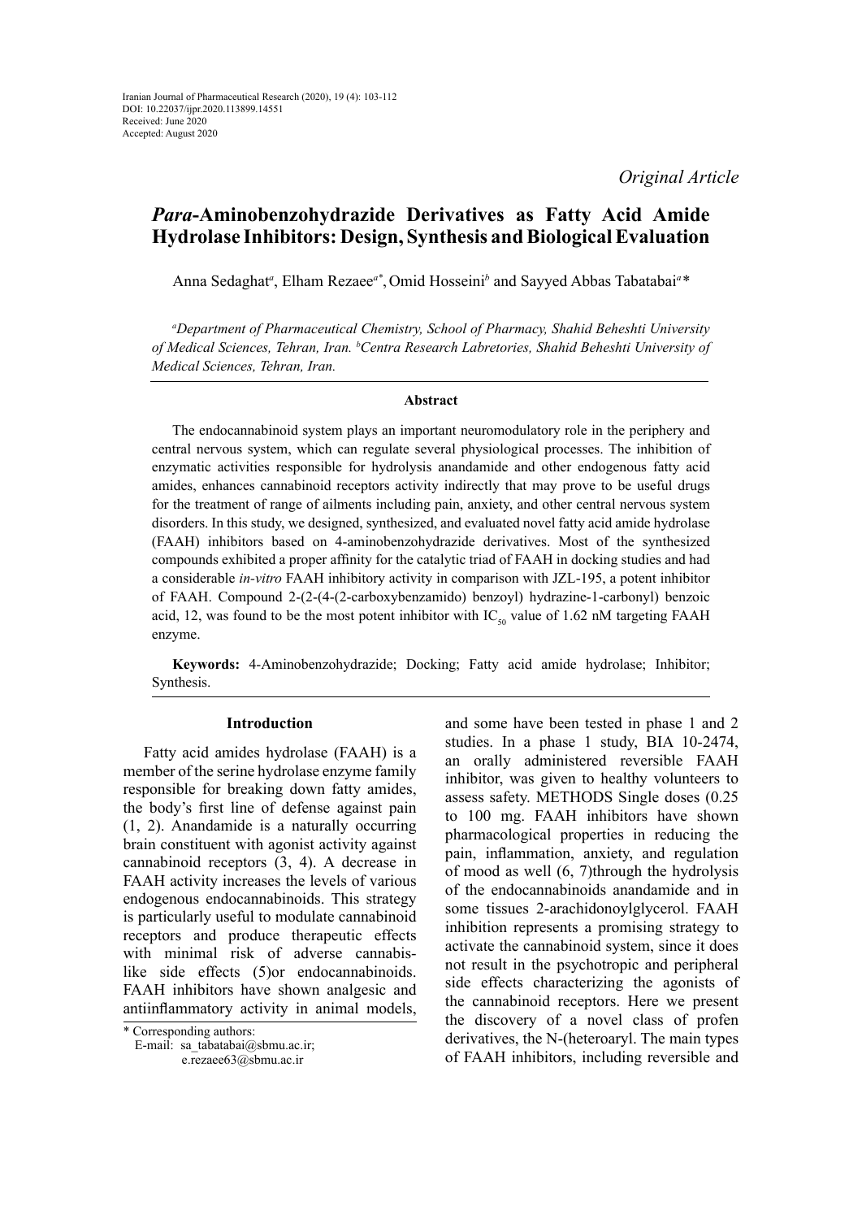Iranian Journal of Pharmaceutical Research (2020), 19 (4): 103-112
DOI: 10.22037/ijpr.2020.113899.14551
Received: June 2020
Accepted: August 2020

*Original Article*

# *Para*-Aminobenzohydrazide Derivatives as Fatty Acid Amide Hydrolase Inhibitors: Design, Synthesis and Biological Evaluation

Anna Sedaghat[a], Elham Rezaee[a*], Omid Hosseini[b] and Sayyed Abbas Tabatabai[a]*

[a]*Department of Pharmaceutical Chemistry, School of Pharmacy, Shahid Beheshti University of Medical Sciences, Tehran, Iran.* [b]*Centra Research Labretories, Shahid Beheshti University of Medical Sciences, Tehran, Iran.*

## Abstract

The endocannabinoid system plays an important neuromodulatory role in the periphery and central nervous system, which can regulate several physiological processes. The inhibition of enzymatic activities responsible for hydrolysis anandamide and other endogenous fatty acid amides, enhances cannabinoid receptors activity indirectly that may prove to be useful drugs for the treatment of range of ailments including pain, anxiety, and other central nervous system disorders. In this study, we designed, synthesized, and evaluated novel fatty acid amide hydrolase (FAAH) inhibitors based on 4-aminobenzohydrazide derivatives. Most of the synthesized compounds exhibited a proper affinity for the catalytic triad of FAAH in docking studies and had a considerable *in-vitro* FAAH inhibitory activity in comparison with JZL-195, a potent inhibitor of FAAH. Compound 2-(2-(4-(2-carboxybenzamido) benzoyl) hydrazine-1-carbonyl) benzoic acid, 12, was found to be the most potent inhibitor with $IC_{50}$ value of 1.62 nM targeting FAAH enzyme.

**Keywords:** 4-Aminobenzohydrazide; Docking; Fatty acid amide hydrolase; Inhibitor; Synthesis.

## Introduction

Fatty acid amides hydrolase (FAAH) is a member of the serine hydrolase enzyme family responsible for breaking down fatty amides, the body's first line of defense against pain (1, 2). Anandamide is a naturally occurring brain constituent with agonist activity against cannabinoid receptors (3, 4). A decrease in FAAH activity increases the levels of various endogenous endocannabinoids. This strategy is particularly useful to modulate cannabinoid receptors and produce therapeutic effects with minimal risk of adverse cannabis-like side effects (5)or endocannabinoids. FAAH inhibitors have shown analgesic and antiinflammatory activity in animal models, and some have been tested in phase 1 and 2 studies. In a phase 1 study, BIA 10-2474, an orally administered reversible FAAH inhibitor, was given to healthy volunteers to assess safety. METHODS Single doses (0.25 to 100 mg. FAAH inhibitors have shown pharmacological properties in reducing the pain, inflammation, anxiety, and regulation of mood as well (6, 7)through the hydrolysis of the endocannabinoids anandamide and in some tissues 2-arachidonoylglycerol. FAAH inhibition represents a promising strategy to activate the cannabinoid system, since it does not result in the psychotropic and peripheral side effects characterizing the agonists of the cannabinoid receptors. Here we present the discovery of a novel class of profen derivatives, the N-(heteroaryl. The main types of FAAH inhibitors, including reversible and

* Corresponding authors:
E-mail: sa_tabatabai@sbmu.ac.ir;
e.rezaee63@sbmu.ac.ir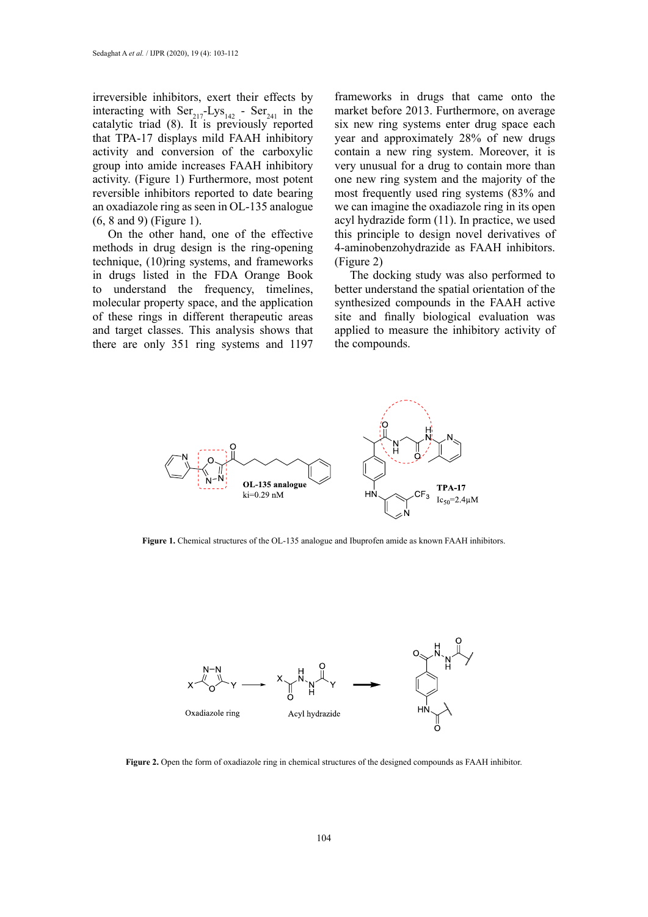irreversible inhibitors, exert their effects by interacting with $Ser_{217}$-$Lys_{142}$ - $Ser_{241}$ in the catalytic triad (8). It is previously reported that TPA-17 displays mild FAAH inhibitory activity and conversion of the carboxylic group into amide increases FAAH inhibitory activity. (Figure 1) Furthermore, most potent reversible inhibitors reported to date bearing an oxadiazole ring as seen in OL-135 analogue (6, 8 and 9) (Figure 1).

On the other hand, one of the effective methods in drug design is the ring-opening technique, (10)ring systems, and frameworks in drugs listed in the FDA Orange Book to understand the frequency, timelines, molecular property space, and the application of these rings in different therapeutic areas and target classes. This analysis shows that there are only 351 ring systems and 1197 frameworks in drugs that came onto the market before 2013. Furthermore, on average six new ring systems enter drug space each year and approximately 28% of new drugs contain a new ring system. Moreover, it is very unusual for a drug to contain more than one new ring system and the majority of the most frequently used ring systems (83% and we can imagine the oxadiazole ring in its open acyl hydrazide form (11). In practice, we used this principle to design novel derivatives of 4-aminobenzohydrazide as FAAH inhibitors. (Figure 2)

The docking study was also performed to better understand the spatial orientation of the synthesized compounds in the FAAH active site and finally biological evaluation was applied to measure the inhibitory activity of the compounds.

OL-135 analogue
ki=0.29 nM

TPA-17
$IC_{50}$=2.4μM

**Figure 1.** Chemical structures of the OL-135 analogue and Ibuprofen amide as known FAAH inhibitors.

Oxadiazole ring

Acyl hydrazide

**Figure 2.** Open the form of oxadiazole ring in chemical structures of the designed compounds as FAAH inhibitor.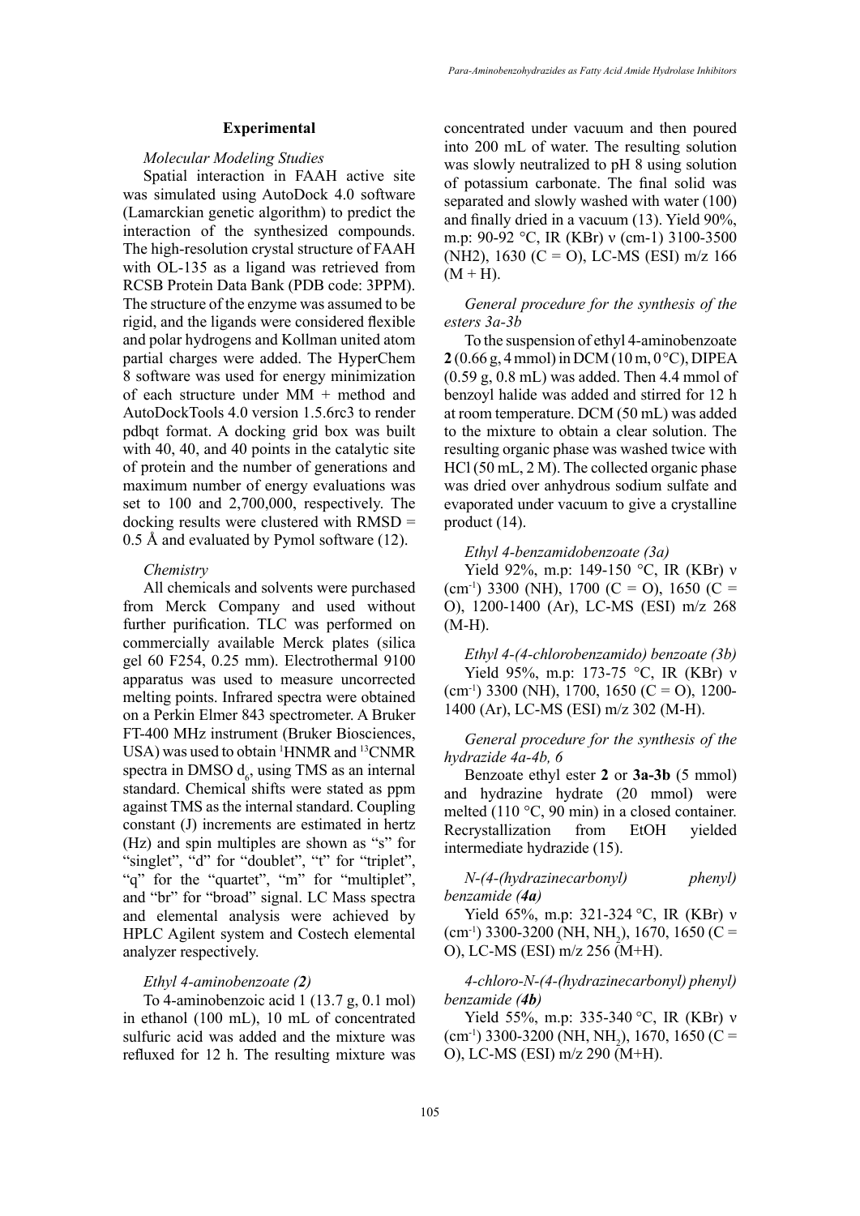## Experimental

### *Molecular Modeling Studies*

Spatial interaction in FAAH active site was simulated using AutoDock 4.0 software (Lamarckian genetic algorithm) to predict the interaction of the synthesized compounds. The high-resolution crystal structure of FAAH with OL-135 as a ligand was retrieved from RCSB Protein Data Bank (PDB code: 3PPM). The structure of the enzyme was assumed to be rigid, and the ligands were considered flexible and polar hydrogens and Kollman united atom partial charges were added. The HyperChem 8 software was used for energy minimization of each structure under MM + method and AutoDockTools 4.0 version 1.5.6rc3 to render pdbqt format. A docking grid box was built with 40, 40, and 40 points in the catalytic site of protein and the number of generations and maximum number of energy evaluations was set to 100 and 2,700,000, respectively. The docking results were clustered with RMSD = 0.5 Å and evaluated by Pymol software (12).

### *Chemistry*

All chemicals and solvents were purchased from Merck Company and used without further purification. TLC was performed on commercially available Merck plates (silica gel 60 F254, 0.25 mm). Electrothermal 9100 apparatus was used to measure uncorrected melting points. Infrared spectra were obtained on a Perkin Elmer 843 spectrometer. A Bruker FT-400 MHz instrument (Bruker Biosciences, USA) was used to obtain $^{1}$HNMR and $^{13}$CNMR spectra in DMSO $d_6$, using TMS as an internal standard. Chemical shifts were stated as ppm against TMS as the internal standard. Coupling constant (J) increments are estimated in hertz (Hz) and spin multiples are shown as "s" for "singlet", "d" for "doublet", "t" for "triplet", "q" for the "quartet", "m" for "multiplet", and "br" for "broad" signal. LC Mass spectra and elemental analysis were achieved by HPLC Agilent system and Costech elemental analyzer respectively.

### *Ethyl 4-aminobenzoate (**2**)*

To 4-aminobenzoic acid 1 (13.7 g, 0.1 mol) in ethanol (100 mL), 10 mL of concentrated sulfuric acid was added and the mixture was refluxed for 12 h. The resulting mixture was concentrated under vacuum and then poured into 200 mL of water. The resulting solution was slowly neutralized to pH 8 using solution of potassium carbonate. The final solid was separated and slowly washed with water (100) and finally dried in a vacuum (13). Yield 90%, m.p: 90-92 °C, IR (KBr) ν (cm-1) 3100-3500 (NH2), 1630 (C = O), LC-MS (ESI) m/z 166 (M + H).

### *General procedure for the synthesis of the esters 3a-3b*

To the suspension of ethyl 4-aminobenzoate **2** (0.66 g, 4 mmol) in DCM (10 m, 0 °C), DIPEA (0.59 g, 0.8 mL) was added. Then 4.4 mmol of benzoyl halide was added and stirred for 12 h at room temperature. DCM (50 mL) was added to the mixture to obtain a clear solution. The resulting organic phase was washed twice with HCl (50 mL, 2 M). The collected organic phase was dried over anhydrous sodium sulfate and evaporated under vacuum to give a crystalline product (14).

### *Ethyl 4-benzamidobenzoate (3a)*

Yield 92%, m.p: 149-150 °C, IR (KBr) ν (cm$^{-1}$) 3300 (NH), 1700 (C = O), 1650 (C = O), 1200-1400 (Ar), LC-MS (ESI) m/z 268 (M-H).

### *Ethyl 4-(4-chlorobenzamido) benzoate (3b)*

Yield 95%, m.p: 173-75 °C, IR (KBr) ν (cm$^{-1}$) 3300 (NH), 1700, 1650 (C = O), 1200-1400 (Ar), LC-MS (ESI) m/z 302 (M-H).

### *General procedure for the synthesis of the hydrazide 4a-4b, 6*

Benzoate ethyl ester **2** or **3a-3b** (5 mmol) and hydrazine hydrate (20 mmol) were melted (110 °C, 90 min) in a closed container. Recrystallization from EtOH yielded intermediate hydrazide (15).

### *N-(4-(hydrazinecarbonyl) phenyl) benzamide (**4a**)*

Yield 65%, m.p: 321-324 °C, IR (KBr) ν (cm$^{-1}$) 3300-3200 (NH, $NH_2$), 1670, 1650 (C = O), LC-MS (ESI) m/z 256 (M+H).

### *4-chloro-N-(4-(hydrazinecarbonyl) phenyl) benzamide (**4b**)*

Yield 55%, m.p: 335-340 °C, IR (KBr) ν (cm$^{-1}$) 3300-3200 (NH, $NH_2$), 1670, 1650 (C = O), LC-MS (ESI) m/z 290 (M+H).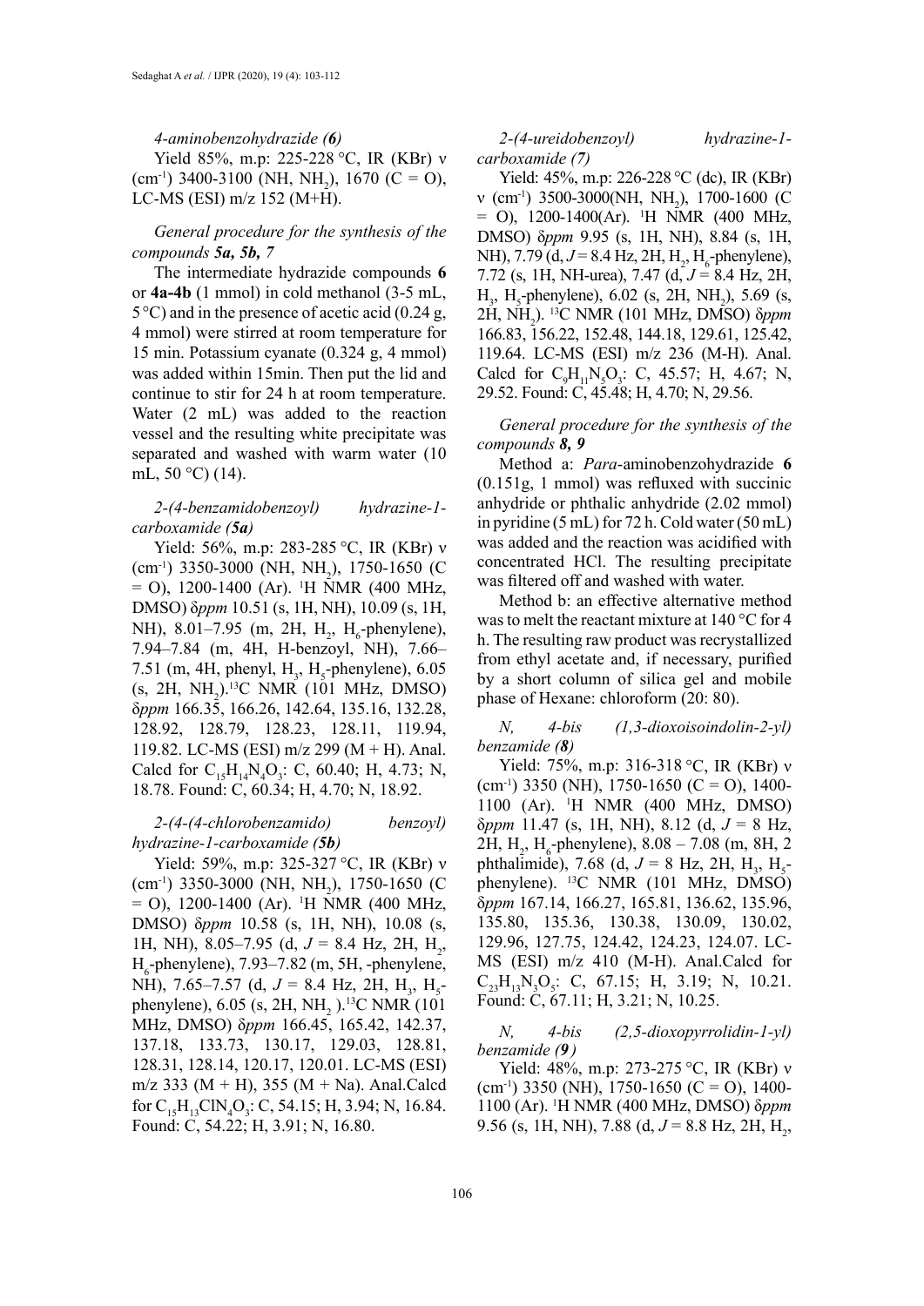*4-aminobenzohydrazide (6)*

Yield 85%, m.p: 225-228 °C, IR (KBr) ν ($cm^{-1}$) 3400-3100 (NH, $NH_2$), 1670 (C = O), LC-MS (ESI) m/z 152 (M+H).

*General procedure for the synthesis of the compounds **5a, 5b, 7***

The intermediate hydrazide compounds **6** or **4a-4b** (1 mmol) in cold methanol (3-5 mL, 5 °C) and in the presence of acetic acid (0.24 g, 4 mmol) were stirred at room temperature for 15 min. Potassium cyanate (0.324 g, 4 mmol) was added within 15min. Then put the lid and continue to stir for 24 h at room temperature. Water (2 mL) was added to the reaction vessel and the resulting white precipitate was separated and washed with warm water (10 mL, 50 °C) (14).

*2-(4-benzamidobenzoyl) hydrazine-1-carboxamide (**5a**)*

Yield: 56%, m.p: 283-285 °C, IR (KBr) ν ($cm^{-1}$) 3350-3000 (NH, $NH_2$), 1750-1650 (C = O), 1200-1400 (Ar). $^1$H NMR (400 MHz, DMSO) δ*ppm* 10.51 (s, 1H, NH), 10.09 (s, 1H, NH), 8.01–7.95 (m, 2H, $H_2$, $H_6$-phenylene), 7.94–7.84 (m, 4H, H-benzoyl, NH), 7.66–7.51 (m, 4H, phenyl, $H_3$, $H_5$-phenylene), 6.05 (s, 2H, $NH_2$).$^{13}$C NMR (101 MHz, DMSO) δ*ppm* 166.35, 166.26, 142.64, 135.16, 132.28, 128.92, 128.79, 128.23, 128.11, 119.94, 119.82. LC-MS (ESI) m/z 299 (M + H). Anal. Calcd for $C_{15}H_{14}N_4O_3$: C, 60.40; H, 4.73; N, 18.78. Found: C, 60.34; H, 4.70; N, 18.92.

*2-(4-(4-chlorobenzamido) benzoyl) hydrazine-1-carboxamide (**5b**)*

Yield: 59%, m.p: 325-327 °C, IR (KBr) ν ($cm^{-1}$) 3350-3000 (NH, $NH_2$), 1750-1650 (C = O), 1200-1400 (Ar). $^1$H NMR (400 MHz, DMSO) δ*ppm* 10.58 (s, 1H, NH), 10.08 (s, 1H, NH), 8.05–7.95 (d, *J* = 8.4 Hz, 2H, $H_2$, $H_6$-phenylene), 7.93–7.82 (m, 5H, -phenylene, NH), 7.65–7.57 (d, *J* = 8.4 Hz, 2H, $H_3$, $H_5$-phenylene), 6.05 (s, 2H, $NH_2$ ).$^{13}$C NMR (101 MHz, DMSO) δ*ppm* 166.45, 165.42, 142.37, 137.18, 133.73, 130.17, 129.03, 128.81, 128.31, 128.14, 120.17, 120.01. LC-MS (ESI) m/z 333 (M + H), 355 (M + Na). Anal.Calcd for $C_{15}H_{13}ClN_4O_3$: C, 54.15; H, 3.94; N, 16.84. Found: C, 54.22; H, 3.91; N, 16.80.

*2-(4-ureidobenzoyl) hydrazine-1-carboxamide (7)*

Yield: 45%, m.p: 226-228 °C (dc), IR (KBr) ν ($cm^{-1}$) 3500-3000(NH, $NH_2$), 1700-1600 (C = O), 1200-1400(Ar). $^1$H NMR (400 MHz, DMSO) δ*ppm* 9.95 (s, 1H, NH), 8.84 (s, 1H, NH), 7.79 (d, *J* = 8.4 Hz, 2H, $H_2$, $H_6$-phenylene), 7.72 (s, 1H, NH-urea), 7.47 (d, *J* = 8.4 Hz, 2H, $H_3$, $H_5$-phenylene), 6.02 (s, 2H, $NH_2$), 5.69 (s, 2H, $NH_2$). $^{13}$C NMR (101 MHz, DMSO) δ*ppm* 166.83, 156.22, 152.48, 144.18, 129.61, 125.42, 119.64. LC-MS (ESI) m/z 236 (M-H). Anal. Calcd for $C_9H_{11}N_5O_3$: C, 45.57; H, 4.67; N, 29.52. Found: C, 45.48; H, 4.70; N, 29.56.

*General procedure for the synthesis of the compounds **8, 9***

Method a: *Para*-aminobenzohydrazide **6** (0.151g, 1 mmol) was refluxed with succinic anhydride or phthalic anhydride (2.02 mmol) in pyridine (5 mL) for 72 h. Cold water (50 mL) was added and the reaction was acidified with concentrated HCl. The resulting precipitate was filtered off and washed with water.

Method b: an effective alternative method was to melt the reactant mixture at 140 °C for 4 h. The resulting raw product was recrystallized from ethyl acetate and, if necessary, purified by a short column of silica gel and mobile phase of Hexane: chloroform (20: 80).

*N, 4-bis (1,3-dioxoisoindolin-2-yl) benzamide (**8**)*

Yield: 75%, m.p: 316-318 °C, IR (KBr) ν ($cm^{-1}$) 3350 (NH), 1750-1650 (C = O), 1400-1100 (Ar). $^1$H NMR (400 MHz, DMSO) δ*ppm* 11.47 (s, 1H, NH), 8.12 (d, *J* = 8 Hz, 2H, $H_2$, $H_6$-phenylene), 8.08 – 7.08 (m, 8H, 2 phthalimide), 7.68 (d, *J* = 8 Hz, 2H, $H_3$, $H_5$-phenylene). $^{13}$C NMR (101 MHz, DMSO) δ*ppm* 167.14, 166.27, 165.81, 136.62, 135.96, 135.80, 135.36, 130.38, 130.09, 130.02, 129.96, 127.75, 124.42, 124.23, 124.07. LC-MS (ESI) m/z 410 (M-H). Anal.Calcd for $C_{23}H_{13}N_3O_5$: C, 67.15; H, 3.19; N, 10.21. Found: C, 67.11; H, 3.21; N, 10.25.

*N, 4-bis (2,5-dioxopyrrolidin-1-yl) benzamide (**9**)*

Yield: 48%, m.p: 273-275 °C, IR (KBr) ν ($cm^{-1}$) 3350 (NH), 1750-1650 (C = O), 1400-1100 (Ar). $^1$H NMR (400 MHz, DMSO) δ*ppm* 9.56 (s, 1H, NH), 7.88 (d, *J* = 8.8 Hz, 2H, $H_2$,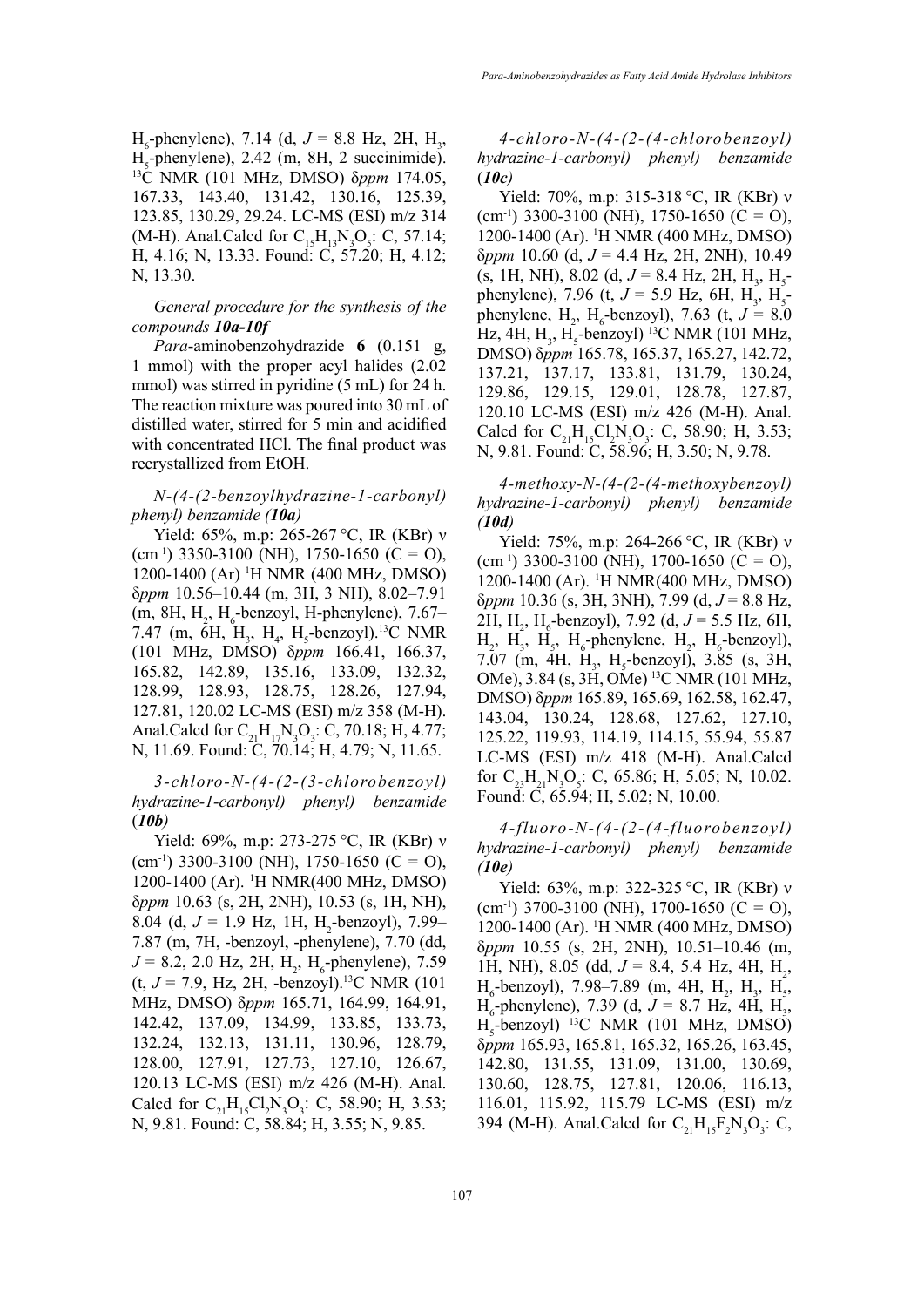$H_6$-phenylene), 7.14 (d, $J$ = 8.8 Hz, 2H, $H_3$, $H_5$-phenylene), 2.42 (m, 8H, 2 succinimide). $^{13}$C NMR (101 MHz, DMSO) δ*ppm* 174.05, 167.33, 143.40, 131.42, 130.16, 125.39, 123.85, 130.29, 29.24. LC-MS (ESI) m/z 314 (M-H). Anal.Calcd for $C_{15}H_{13}N_3O_5$: C, 57.14; H, 4.16; N, 13.33. Found: C, 57.20; H, 4.12; N, 13.30.

*General procedure for the synthesis of the compounds **10a-10f***

*Para*-aminobenzohydrazide **6** (0.151 g, 1 mmol) with the proper acyl halides (2.02 mmol) was stirred in pyridine (5 mL) for 24 h. The reaction mixture was poured into 30 mL of distilled water, stirred for 5 min and acidified with concentrated HCl. The final product was recrystallized from EtOH.

*N-(4-(2-benzoylhydrazine-1-carbonyl) phenyl) benzamide (**10a**)*

Yield: 65%, m.p: 265-267 °C, IR (KBr) ν (cm$^{-1}$) 3350-3100 (NH), 1750-1650 (C = O), 1200-1400 (Ar) $^{1}$H NMR (400 MHz, DMSO) δ*ppm* 10.56–10.44 (m, 3H, 3 NH), 8.02–7.91 (m, 8H, $H_2$, $H_6$-benzoyl, H-phenylene), 7.67–7.47 (m, 6H, $H_3$, $H_4$, $H_5$-benzoyl).$^{13}$C NMR (101 MHz, DMSO) δ*ppm* 166.41, 166.37, 165.82, 142.89, 135.16, 133.09, 132.32, 128.99, 128.93, 128.75, 128.26, 127.94, 127.81, 120.02 LC-MS (ESI) m/z 358 (M-H). Anal.Calcd for $C_{21}H_{17}N_3O_3$: C, 70.18; H, 4.77; N, 11.69. Found: C, 70.14; H, 4.79; N, 11.65.

*3-chloro-N-(4-(2-(3-chlorobenzoyl) hydrazine-1-carbonyl) phenyl) benzamide (**10b**)*

Yield: 69%, m.p: 273-275 °C, IR (KBr) ν (cm$^{-1}$) 3300-3100 (NH), 1750-1650 (C = O), 1200-1400 (Ar). $^{1}$H NMR(400 MHz, DMSO) δ*ppm* 10.63 (s, 2H, 2NH), 10.53 (s, 1H, NH), 8.04 (d, $J$ = 1.9 Hz, 1H, $H_2$-benzoyl), 7.99–7.87 (m, 7H, -benzoyl, -phenylene), 7.70 (dd, $J$ = 8.2, 2.0 Hz, 2H, $H_2$, $H_6$-phenylene), 7.59 (t, $J$ = 7.9, Hz, 2H, -benzoyl).$^{13}$C NMR (101 MHz, DMSO) δ*ppm* 165.71, 164.99, 164.91, 142.42, 137.09, 134.99, 133.85, 133.73, 132.24, 132.13, 131.11, 130.96, 128.79, 128.00, 127.91, 127.73, 127.10, 126.67, 120.13 LC-MS (ESI) m/z 426 (M-H). Anal. Calcd for $C_{21}H_{15}Cl_2N_3O_3$: C, 58.90; H, 3.53; N, 9.81. Found: C, 58.84; H, 3.55; N, 9.85.

*4-chloro-N-(4-(2-(4-chlorobenzoyl) hydrazine-1-carbonyl) phenyl) benzamide (**10c**)*

Yield: 70%, m.p: 315-318 °C, IR (KBr) ν (cm$^{-1}$) 3300-3100 (NH), 1750-1650 (C = O), 1200-1400 (Ar). $^{1}$H NMR (400 MHz, DMSO) δ*ppm* 10.60 (d, $J$ = 4.4 Hz, 2H, 2NH), 10.49 (s, 1H, NH), 8.02 (d, $J$ = 8.4 Hz, 2H, $H_3$, $H_5$-phenylene), 7.96 (t, $J$ = 5.9 Hz, 6H, $H_3$, $H_5$-phenylene, $H_2$, $H_6$-benzoyl), 7.63 (t, $J$ = 8.0 Hz, 4H, $H_3$, $H_5$-benzoyl) $^{13}$C NMR (101 MHz, DMSO) δ*ppm* 165.78, 165.37, 165.27, 142.72, 137.21, 137.17, 133.81, 131.79, 130.24, 129.86, 129.15, 129.01, 128.78, 127.87, 120.10 LC-MS (ESI) m/z 426 (M-H). Anal. Calcd for $C_{21}H_{15}Cl_2N_3O_3$: C, 58.90; H, 3.53; N, 9.81. Found: C, 58.96; H, 3.50; N, 9.78.

*4-methoxy-N-(4-(2-(4-methoxybenzoyl) hydrazine-1-carbonyl) phenyl) benzamide (**10d**)*

Yield: 75%, m.p: 264-266 °C, IR (KBr) ν (cm$^{-1}$) 3300-3100 (NH), 1700-1650 (C = O), 1200-1400 (Ar). $^{1}$H NMR(400 MHz, DMSO) δ*ppm* 10.36 (s, 3H, 3NH), 7.99 (d, $J$ = 8.8 Hz, 2H, $H_2$, $H_6$-benzoyl), 7.92 (d, $J$ = 5.5 Hz, 6H, $H_2$, $H_3$, $H_5$, $H_6$-phenylene, $H_2$, $H_6$-benzoyl), 7.07 (m, 4H, $H_3$, $H_5$-benzoyl), 3.85 (s, 3H, OMe), 3.84 (s, 3H, OMe) $^{13}$C NMR (101 MHz, DMSO) δ*ppm* 165.89, 165.69, 162.58, 162.47, 143.04, 130.24, 128.68, 127.62, 127.10, 125.22, 119.93, 114.19, 114.15, 55.94, 55.87 LC-MS (ESI) m/z 418 (M-H). Anal.Calcd for $C_{23}H_{21}N_3O_5$: C, 65.86; H, 5.05; N, 10.02. Found: C, 65.94; H, 5.02; N, 10.00.

*4-fluoro-N-(4-(2-(4-fluorobenzoyl) hydrazine-1-carbonyl) phenyl) benzamide (**10e**)*

Yield: 63%, m.p: 322-325 °C, IR (KBr) ν (cm$^{-1}$) 3700-3100 (NH), 1700-1650 (C = O), 1200-1400 (Ar). $^{1}$H NMR (400 MHz, DMSO) δ*ppm* 10.55 (s, 2H, 2NH), 10.51–10.46 (m, 1H, NH), 8.05 (dd, $J$ = 8.4, 5.4 Hz, 4H, $H_2$, $H_6$-benzoyl), 7.98–7.89 (m, 4H, $H_2$, $H_3$, $H_5$, $H_6$-phenylene), 7.39 (d, $J$ = 8.7 Hz, 4H, $H_3$, $H_5$-benzoyl) $^{13}$C NMR (101 MHz, DMSO) δ*ppm* 165.93, 165.81, 165.32, 165.26, 163.45, 142.80, 131.55, 131.09, 131.00, 130.69, 130.60, 128.75, 127.81, 120.06, 116.13, 116.01, 115.92, 115.79 LC-MS (ESI) m/z 394 (M-H). Anal.Calcd for $C_{21}H_{15}F_2N_3O_3$: C,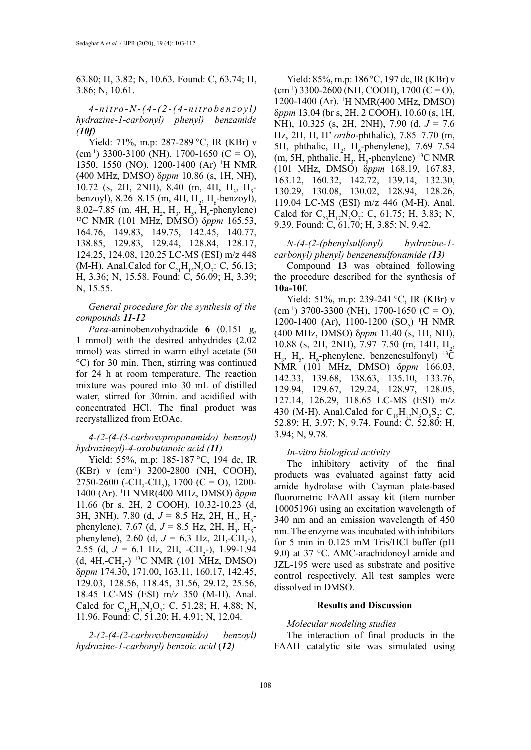63.80; H, 3.82; N, 10.63. Found: C, 63.74; H, 3.86; N, 10.61.

*4-nitro-N-(4-(2-(4-nitrobenzoyl) hydrazine-1-carbonyl) phenyl) benzamide (**10f**)*

Yield: 71%, m.p: 287-289 °C, IR (KBr) ν ($cm^{-1}$) 3300-3100 (NH), 1700-1650 (C = O), 1350, 1550 (NO), 1200-1400 (Ar) $^1$H NMR (400 MHz, DMSO) δ*ppm* 10.86 (s, 1H, NH), 10.72 (s, 2H, 2NH), 8.40 (m, 4H, $H_3$, $H_5$-benzoyl), 8.26–8.15 (m, 4H, $H_2$, $H_6$-benzoyl), 8.02–7.85 (m, 4H, $H_2$, $H_3$, $H_5$, $H_6$-phenylene) $^{13}$C NMR (101 MHz, DMSO) δ*ppm* 165.53, 164.76, 149.83, 149.75, 142.45, 140.77, 138.85, 129.83, 129.44, 128.84, 128.17, 124.25, 124.08, 120.25 LC-MS (ESI) m/z 448 (M-H). Anal.Calcd for $C_{21}H_{15}N_5O_7$: C, 56.13; H, 3.36; N, 15.58. Found: C, 56.09; H, 3.39; N, 15.55.

*General procedure for the synthesis of the compounds **11-12***

*Para*-aminobenzohydrazide **6** (0.151 g, 1 mmol) with the desired anhydrides (2.02 mmol) was stirred in warm ethyl acetate (50 °C) for 30 min. Then, stirring was continued for 24 h at room temperature. The reaction mixture was poured into 30 mL of distilled water, stirred for 30min. and acidified with concentrated HCl. The final product was recrystallized from EtOAc.

*4-(2-(4-(3-carboxypropanamido) benzoyl) hydrazineyl)-4-oxobutanoic acid (**11**)*

Yield: 55%, m.p: 185-187 °C, 194 dc, IR (KBr) ν ($cm^{-1}$) 3200-2800 (NH, COOH), 2750-2600 (-$CH_2$-$CH_2$), 1700 (C = O), 1200-1400 (Ar). $^1$H NMR(400 MHz, DMSO) δ*ppm* 11.66 (br s, 2H, 2 COOH), 10.32-10.23 (d, 3H, 3NH), 7.80 (d, *J* = 8.5 Hz, 2H, $H_2$, $H_6$-phenylene), 7.67 (d, *J* = 8.5 Hz, 2H, $H_3$, $H_5$-phenylene), 2.60 (d, *J* = 6.3 Hz, 2H,-$CH_2$-), 2.55 (d, *J* = 6.1 Hz, 2H, -$CH_2$-), 1.99-1.94 (d, 4H,-$CH_2$-) $^{13}$C NMR (101 MHz, DMSO) δ*ppm* 174.30, 171.00, 163.11, 160.17, 142.45, 129.03, 128.56, 118.45, 31.56, 29.12, 25.56, 18.45 LC-MS (ESI) m/z 350 (M-H). Anal. Calcd for $C_{15}H_{17}N_3O_7$: C, 51.28; H, 4.88; N, 11.96. Found: C, 51.20; H, 4.91; N, 12.04.

*2-(2-(4-(2-carboxybenzamido) benzoyl) hydrazine-1-carbonyl) benzoic acid (**12**)*

Yield: 85%, m.p: 186 °C, 197 dc, IR (KBr) ν ($cm^{-1}$) 3300-2600 (NH, COOH), 1700 (C = O), 1200-1400 (Ar). $^1$H NMR(400 MHz, DMSO) δ*ppm* 13.04 (br s, 2H, 2 COOH), 10.60 (s, 1H, NH), 10.325 (s, 2H, 2NH), 7.90 (d, *J* = 7.6 Hz, 2H, H, H' *ortho*-phthalic), 7.85–7.70 (m, 5H, phthalic, $H_2$, $H_6$-phenylene), 7.69–7.54 (m, 5H, phthalic, $H_3$, $H_5$-phenylene) $^{13}$C NMR (101 MHz, DMSO) δ*ppm* 168.19, 167.83, 163.12, 160.32, 142.72, 139.14, 132.30, 130.29, 130.08, 130.02, 128.94, 128.26, 119.04 LC-MS (ESI) m/z 446 (M-H). Anal. Calcd for $C_{23}H_{17}N_3O_7$: C, 61.75; H, 3.83; N, 9.39. Found: C, 61.70; H, 3.85; N, 9.42.

*N-(4-(2-(phenylsulfonyl) hydrazine-1-carbonyl) phenyl) benzenesulfonamide (**13**)*

Compound **13** was obtained following the procedure described for the synthesis of **10a-10f**.

Yield: 51%, m.p: 239-241 °C, IR (KBr) ν ($cm^{-1}$) 3700-3300 (NH), 1700-1650 (C = O), 1200-1400 (Ar), 1100-1200 ($SO_2$) $^1$H NMR (400 MHz, DMSO) δ*ppm* 11.40 (s, 1H, NH), 10.88 (s, 2H, 2NH), 7.97–7.50 (m, 14H, $H_2$, $H_3$, $H_5$, $H_6$-phenylene, benzenesulfonyl) $^{13}$C NMR (101 MHz, DMSO) δ*ppm* 166.03, 142.33, 139.68, 138.63, 135.10, 133.76, 129.94, 129.67, 129.24, 128.97, 128.05, 127.14, 126.29, 118.65 LC-MS (ESI) m/z 430 (M-H). Anal.Calcd for $C_{19}H_{17}N_3O_5S_2$: C, 52.89; H, 3.97; N, 9.74. Found: C, 52.80; H, 3.94; N, 9.78.

*In-vitro biological activity*

The inhibitory activity of the final products was evaluated against fatty acid amide hydrolase with Cayman plate-based fluorometric FAAH assay kit (item number 10005196) using an excitation wavelength of 340 nm and an emission wavelength of 450 nm. The enzyme was incubated with inhibitors for 5 min in 0.125 mM Tris/HCl buffer (pH 9.0) at 37 °C. AMC-arachidonoyl amide and JZL-195 were used as substrate and positive control respectively. All test samples were dissolved in DMSO.

## Results and Discussion

*Molecular modeling studies*

The interaction of final products in the FAAH catalytic site was simulated using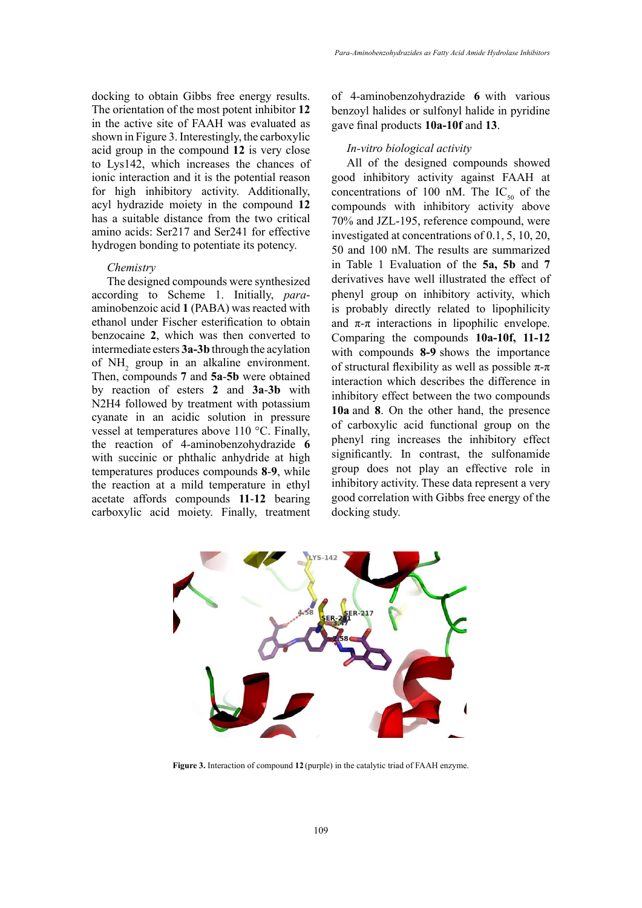docking to obtain Gibbs free energy results. The orientation of the most potent inhibitor **12** in the active site of FAAH was evaluated as shown in Figure 3. Interestingly, the carboxylic acid group in the compound **12** is very close to Lys142, which increases the chances of ionic interaction and it is the potential reason for high inhibitory activity. Additionally, acyl hydrazide moiety in the compound **12** has a suitable distance from the two critical amino acids: Ser217 and Ser241 for effective hydrogen bonding to potentiate its potency.

*Chemistry*

The designed compounds were synthesized according to Scheme 1. Initially, *para*-aminobenzoic acid **1** (PABA) was reacted with ethanol under Fischer esterification to obtain benzocaine **2**, which was then converted to intermediate esters **3a-3b** through the acylation of $NH_2$ group in an alkaline environment. Then, compounds **7** and **5a-5b** were obtained by reaction of esters **2** and **3a-3b** with N2H4 followed by treatment with potassium cyanate in an acidic solution in pressure vessel at temperatures above 110 °C. Finally, the reaction of 4-aminobenzohydrazide **6** with succinic or phthalic anhydride at high temperatures produces compounds **8-9**, while the reaction at a mild temperature in ethyl acetate affords compounds **11-12** bearing carboxylic acid moiety. Finally, treatment of 4-aminobenzohydrazide **6** with various benzoyl halides or sulfonyl halide in pyridine gave final products **10a-10f** and **13**.

*In-vitro biological activity*

All of the designed compounds showed good inhibitory activity against FAAH at concentrations of 100 nM. The $IC_{50}$ of the compounds with inhibitory activity above 70% and JZL-195, reference compound, were investigated at concentrations of 0.1, 5, 10, 20, 50 and 100 nM. The results are summarized in Table 1 Evaluation of the **5a, 5b** and **7** derivatives have well illustrated the effect of phenyl group on inhibitory activity, which is probably directly related to lipophilicity and π-π interactions in lipophilic envelope. Comparing the compounds **10a-10f, 11-12** with compounds **8-9** shows the importance of structural flexibility as well as possible π-π interaction which describes the difference in inhibitory effect between the two compounds **10a** and **8**. On the other hand, the presence of carboxylic acid functional group on the phenyl ring increases the inhibitory effect significantly. In contrast, the sulfonamide group does not play an effective role in inhibitory activity. These data represent a very good correlation with Gibbs free energy of the docking study.

**Figure 3.** Interaction of compound **12** (purple) in the catalytic triad of FAAH enzyme.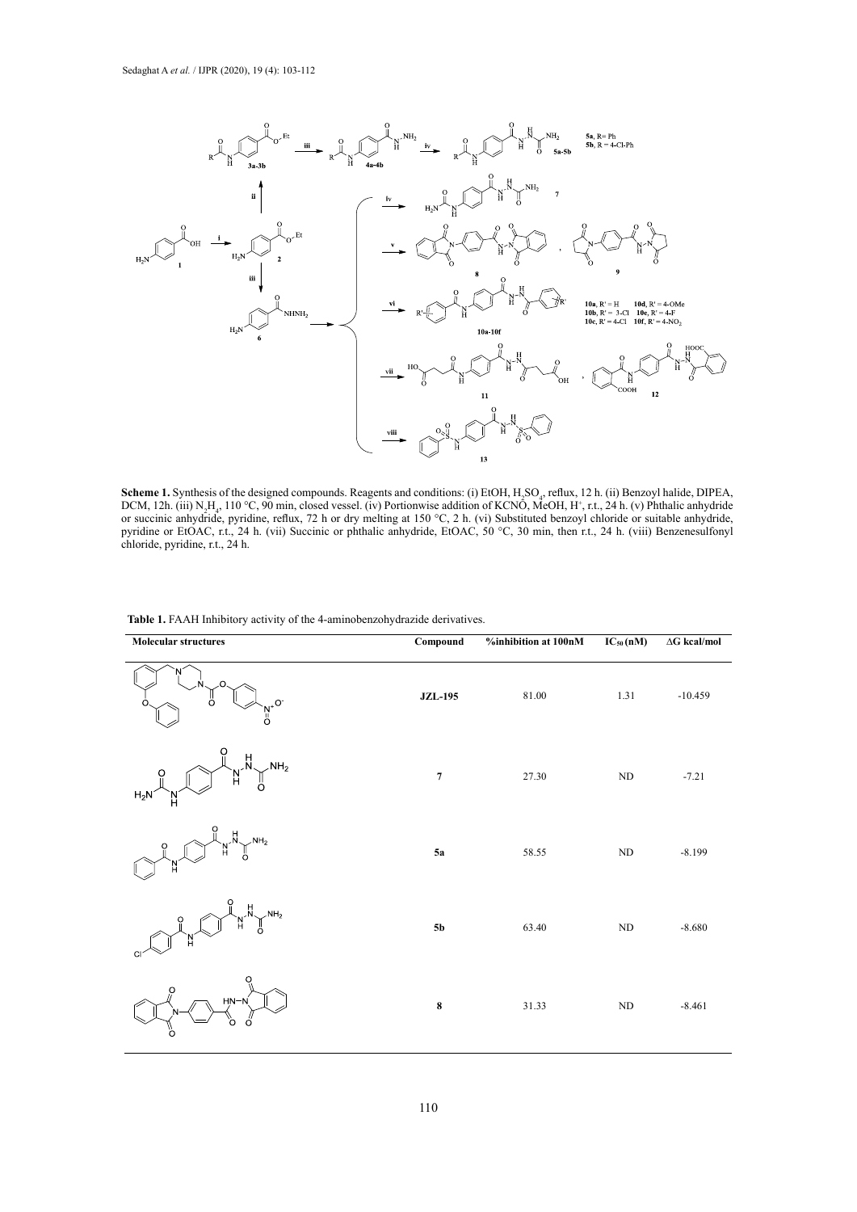**Scheme 1.** Synthesis of the designed compounds. Reagents and conditions: (i) EtOH, $H_2SO_4$, reflux, 12 h. (ii) Benzoyl halide, DIPEA, DCM, 12h. (iii) $N_2H_4$, 110 °C, 90 min, closed vessel. (iv) Portionwise addition of KCNO, MeOH, $H^+$, r.t., 24 h. (v) Phthalic anhydride or succinic anhydride, pyridine, reflux, 72 h or dry melting at 150 °C, 2 h. (vi) Substituted benzoyl chloride or suitable anhydride, pyridine or EtOAC, r.t., 24 h. (vii) Succinic or phthalic anhydride, EtOAC, 50 °C, 30 min, then r.t., 24 h. (viii) Benzenesulfonyl chloride, pyridine, r.t., 24 h.

**Table 1.** FAAH Inhibitory activity of the 4-aminobenzohydrazide derivatives.

| Molecular structures | Compound | %inhibition at 100nM | $IC_{50}$ (nM) | ΔG kcal/mol |
|---|---|---|---|---|
| | **JZL-195** | 81.00 | 1.31 | -10.459 |
| | **7** | 27.30 | ND | -7.21 |
| | **5a** | 58.55 | ND | -8.199 |
| | **5b** | 63.40 | ND | -8.680 |
| | **8** | 31.33 | ND | -8.461 |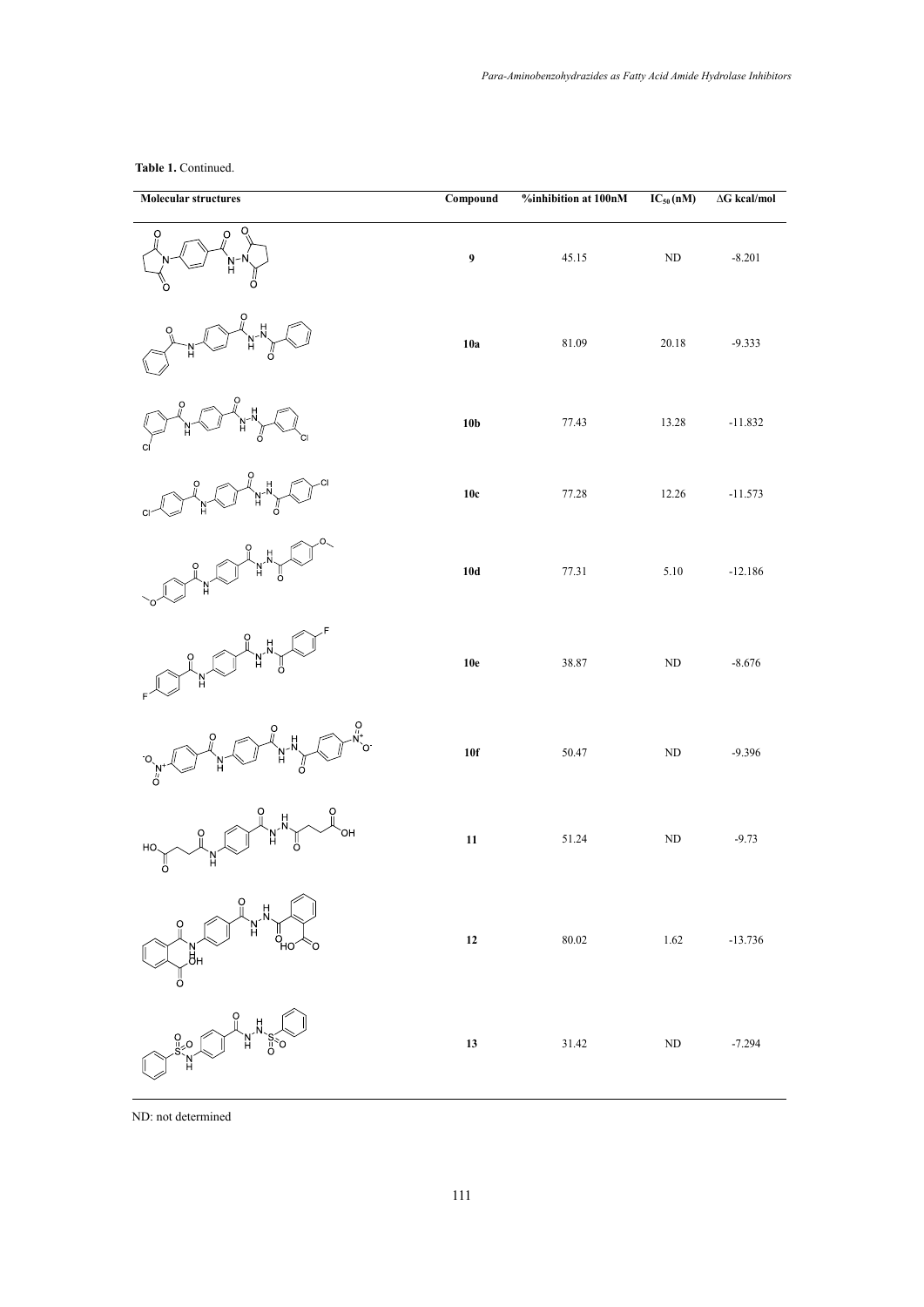**Table 1.** Continued.

| Molecular structures | Compound | %inhibition at 100nM | $IC_{50}$ (nM) | ΔG kcal/mol |
|---|---|---|---|---|
| | **9** | 45.15 | ND | -8.201 |
| | **10a** | 81.09 | 20.18 | -9.333 |
| | **10b** | 77.43 | 13.28 | -11.832 |
| | **10c** | 77.28 | 12.26 | -11.573 |
| | **10d** | 77.31 | 5.10 | -12.186 |
| | **10e** | 38.87 | ND | -8.676 |
| | **10f** | 50.47 | ND | -9.396 |
| | **11** | 51.24 | ND | -9.73 |
| | **12** | 80.02 | 1.62 | -13.736 |
| | **13** | 31.42 | ND | -7.294 |

ND: not determined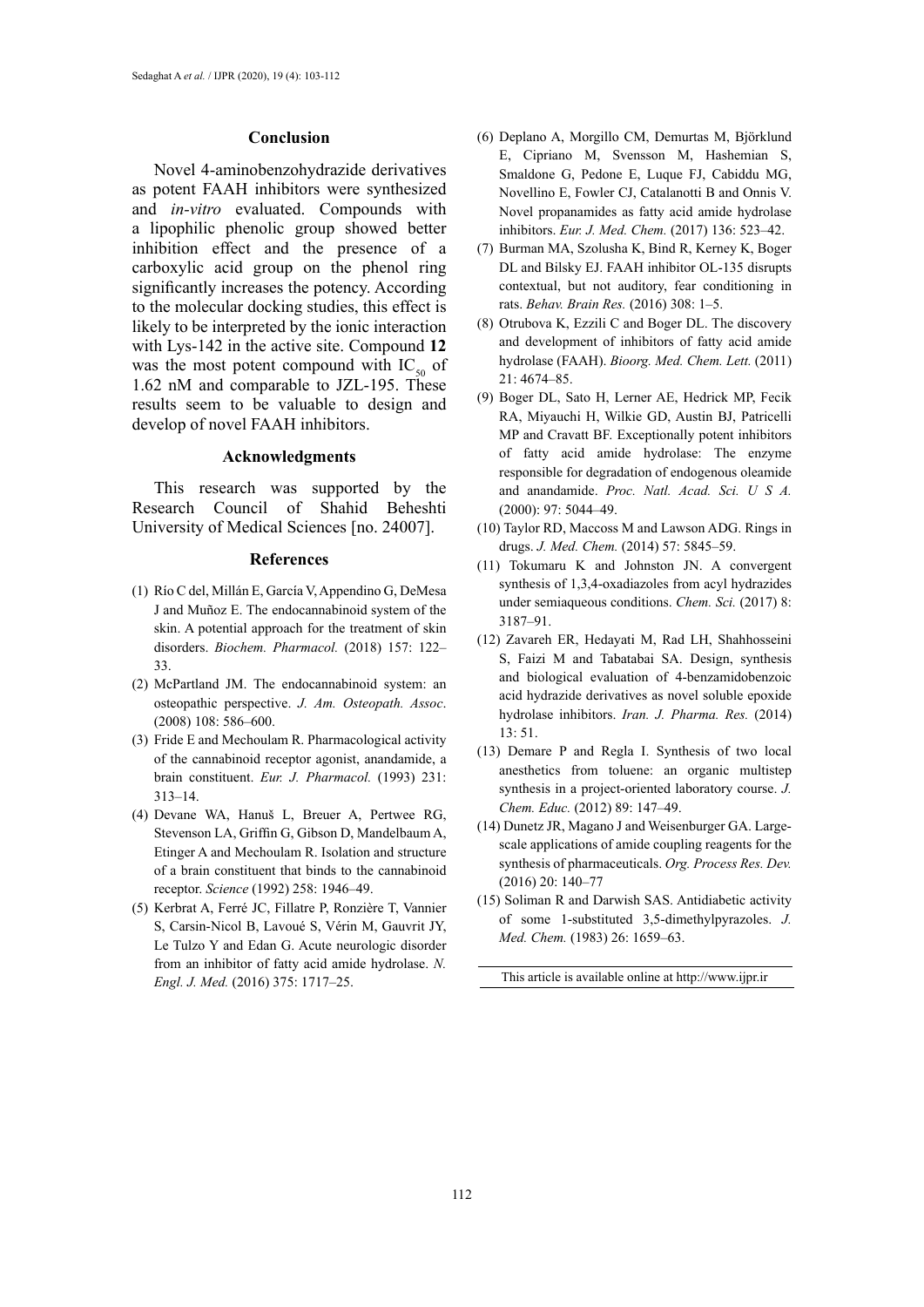## Conclusion

Novel 4-aminobenzohydrazide derivatives as potent FAAH inhibitors were synthesized and *in-vitro* evaluated. Compounds with a lipophilic phenolic group showed better inhibition effect and the presence of a carboxylic acid group on the phenol ring significantly increases the potency. According to the molecular docking studies, this effect is likely to be interpreted by the ionic interaction with Lys-142 in the active site. Compound **12** was the most potent compound with $IC_{50}$ of 1.62 nM and comparable to JZL-195. These results seem to be valuable to design and develop of novel FAAH inhibitors.

## Acknowledgments

This research was supported by the Research Council of Shahid Beheshti University of Medical Sciences [no. 24007].

## References

(1) Río C del, Millán E, García V, Appendino G, DeMesa J and Muñoz E. The endocannabinoid system of the skin. A potential approach for the treatment of skin disorders. *Biochem. Pharmacol.* (2018) 157: 122–33.

(2) McPartland JM. The endocannabinoid system: an osteopathic perspective. *J. Am. Osteopath. Assoc*. (2008) 108: 586–600.

(3) Fride E and Mechoulam R. Pharmacological activity of the cannabinoid receptor agonist, anandamide, a brain constituent. *Eur. J. Pharmacol.* (1993) 231: 313–14.

(4) Devane WA, Hanuš L, Breuer A, Pertwee RG, Stevenson LA, Griffin G, Gibson D, Mandelbaum A, Etinger A and Mechoulam R. Isolation and structure of a brain constituent that binds to the cannabinoid receptor. *Science* (1992) 258: 1946–49.

(5) Kerbrat A, Ferré JC, Fillatre P, Ronzière T, Vannier S, Carsin-Nicol B, Lavoué S, Vérin M, Gauvrit JY, Le Tulzo Y and Edan G. Acute neurologic disorder from an inhibitor of fatty acid amide hydrolase. *N. Engl. J. Med.* (2016) 375: 1717–25.

(6) Deplano A, Morgillo CM, Demurtas M, Björklund E, Cipriano M, Svensson M, Hashemian S, Smaldone G, Pedone E, Luque FJ, Cabiddu MG, Novellino E, Fowler CJ, Catalanotti B and Onnis V. Novel propanamides as fatty acid amide hydrolase inhibitors. *Eur. J. Med. Chem.* (2017) 136: 523–42.

(7) Burman MA, Szolusha K, Bind R, Kerney K, Boger DL and Bilsky EJ. FAAH inhibitor OL-135 disrupts contextual, but not auditory, fear conditioning in rats. *Behav. Brain Res.* (2016) 308: 1–5.

(8) Otrubova K, Ezzili C and Boger DL. The discovery and development of inhibitors of fatty acid amide hydrolase (FAAH). *Bioorg. Med. Chem. Lett.* (2011) 21: 4674–85.

(9) Boger DL, Sato H, Lerner AE, Hedrick MP, Fecik RA, Miyauchi H, Wilkie GD, Austin BJ, Patricelli MP and Cravatt BF. Exceptionally potent inhibitors of fatty acid amide hydrolase: The enzyme responsible for degradation of endogenous oleamide and anandamide. *Proc. Natl. Acad. Sci. U S A.* (2000): 97: 5044–49.

(10) Taylor RD, Maccoss M and Lawson ADG. Rings in drugs. *J. Med. Chem.* (2014) 57: 5845–59.

(11) Tokumaru K and Johnston JN. A convergent synthesis of 1,3,4-oxadiazoles from acyl hydrazides under semiaqueous conditions. *Chem. Sci.* (2017) 8: 3187–91.

(12) Zavareh ER, Hedayati M, Rad LH, Shahhosseini S, Faizi M and Tabatabai SA. Design, synthesis and biological evaluation of 4-benzamidobenzoic acid hydrazide derivatives as novel soluble epoxide hydrolase inhibitors. *Iran. J. Pharma. Res.* (2014) 13: 51.

(13) Demare P and Regla I. Synthesis of two local anesthetics from toluene: an organic multistep synthesis in a project-oriented laboratory course. *J. Chem. Educ.* (2012) 89: 147–49.

(14) Dunetz JR, Magano J and Weisenburger GA. Large-scale applications of amide coupling reagents for the synthesis of pharmaceuticals. *Org. Process Res. Dev.* (2016) 20: 140–77

(15) Soliman R and Darwish SAS. Antidiabetic activity of some 1-substituted 3,5-dimethylpyrazoles. *J. Med. Chem.* (1983) 26: 1659–63.

This article is available online at http://www.ijpr.ir